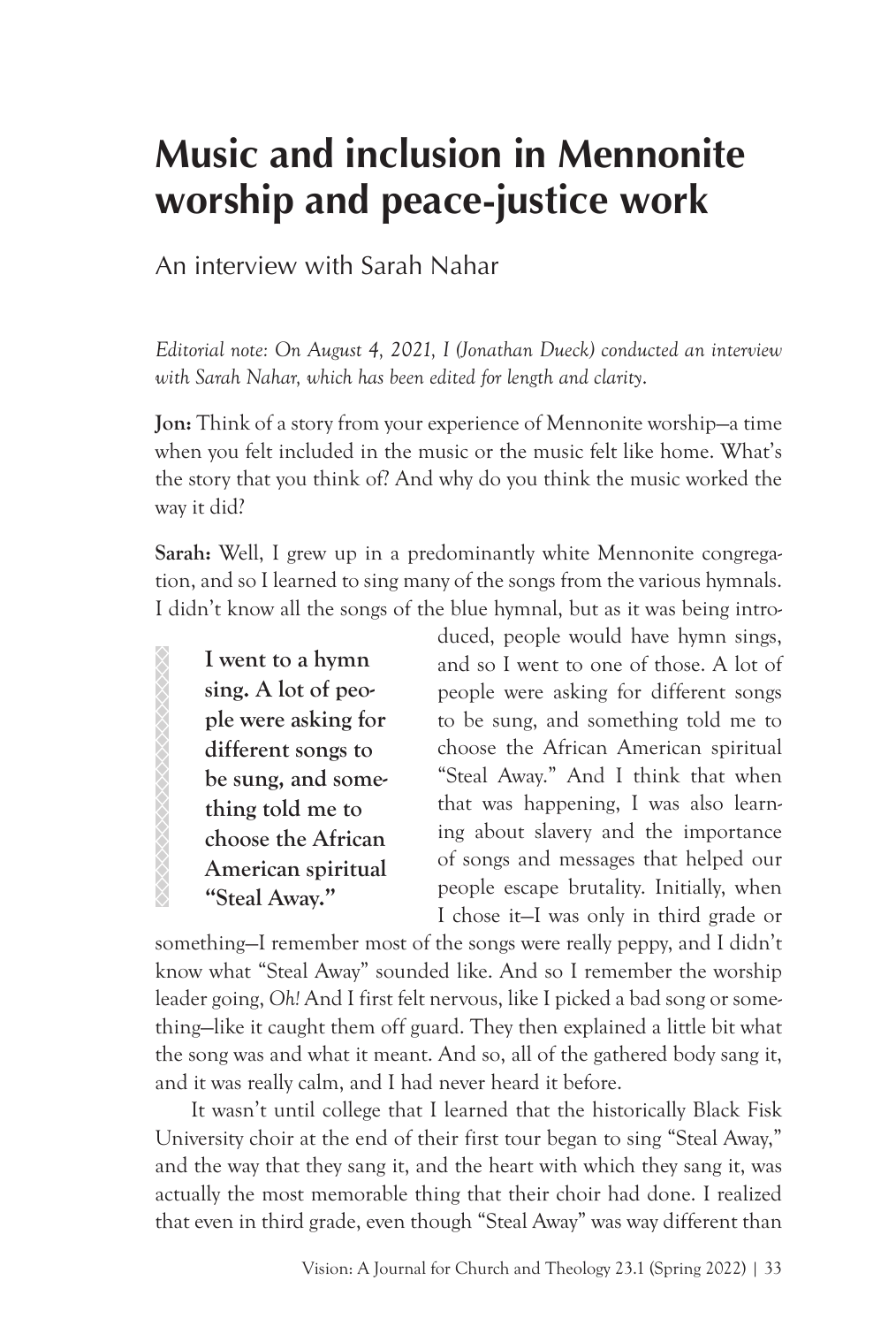# Music and inclusion in Mennonite worship and peace-justice work

An interview with Sarah Nahar

*Editorial note: On August 4, 2021, I (Jonathan Dueck) conducted an interview with Sarah Nahar, which has been edited for length and clarity.*

**Jon:** Think of a story from your experience of Mennonite worship—a time when you felt included in the music or the music felt like home. What's the story that you think of? And why do you think the music worked the way it did?

**Sarah:** Well, I grew up in a predominantly white Mennonite congregation, and so I learned to sing many of the songs from the various hymnals. I didn't know all the songs of the blue hymnal, but as it was being introduced, people would have hymn sings, and so I went to one of those. A lot of people were asking for different songs to be sung, and something told me to choose the African American spiritual "Steal Away." And I think that when that was happening, I was also learning about slavery and the importance of songs and messages that helped our people escape brutality. Initially, when I chose it—I was only in third grade or something—I remember most of the songs were really peppy, and I didn't know what "Steal Away" sounded like. And so I remember the worship leader going, *Oh!* And I first felt nervous, like I picked a bad song or something—like it caught them off guard. They then explained a little bit what the song was and what it meant. And so, all of the gathered body sang it, and it was really calm, and I had never heard it before.

> **I went to a hymn sing. A lot of people were asking for different songs to be sung, and something told me to choose the African American spiritual "Steal Away."**

It wasn't until college that I learned that the historically Black Fisk University choir at the end of their first tour began to sing "Steal Away," and the way that they sang it, and the heart with which they sang it, was actually the most memorable thing that their choir had done. I realized that even in third grade, even though "Steal Away" was way different than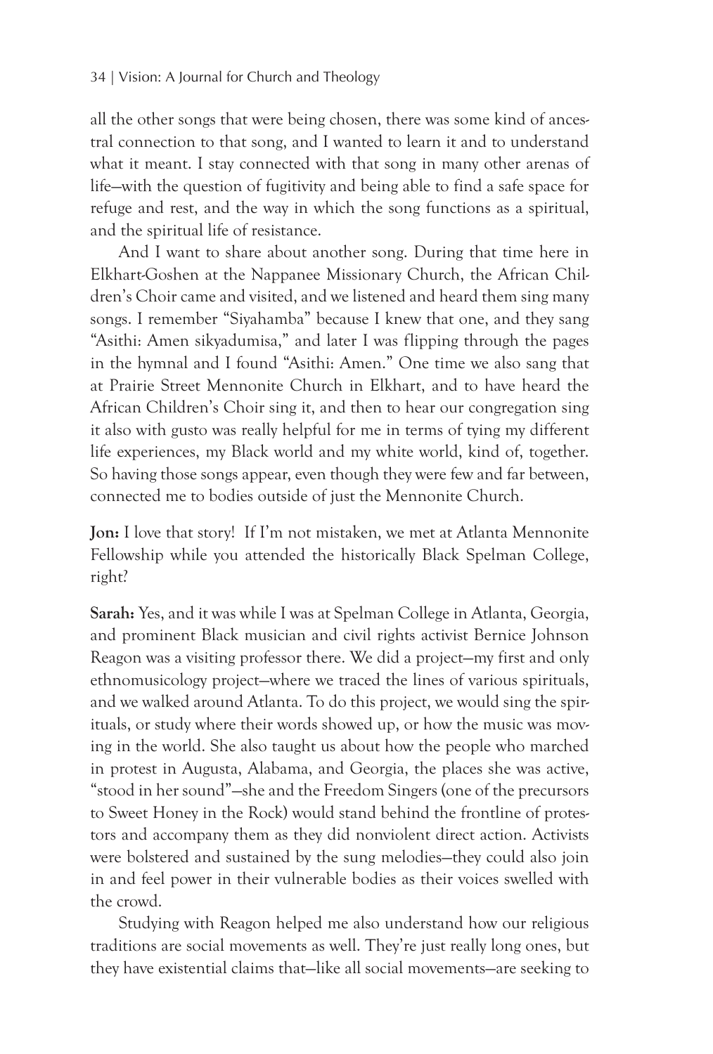all the other songs that were being chosen, there was some kind of ancestral connection to that song, and I wanted to learn it and to understand what it meant. I stay connected with that song in many other arenas of life—with the question of fugitivity and being able to find a safe space for refuge and rest, and the way in which the song functions as a spiritual, and the spiritual life of resistance.

And I want to share about another song. During that time here in Elkhart-Goshen at the Nappanee Missionary Church, the African Children's Choir came and visited, and we listened and heard them sing many songs. I remember "Siyahamba" because I knew that one, and they sang "Asithi: Amen sikyadumisa," and later I was flipping through the pages in the hymnal and I found "Asithi: Amen." One time we also sang that at Prairie Street Mennonite Church in Elkhart, and to have heard the African Children's Choir sing it, and then to hear our congregation sing it also with gusto was really helpful for me in terms of tying my different life experiences, my Black world and my white world, kind of, together. So having those songs appear, even though they were few and far between, connected me to bodies outside of just the Mennonite Church.

**Jon:** I love that story! If I'm not mistaken, we met at Atlanta Mennonite Fellowship while you attended the historically Black Spelman College, right?

**Sarah:** Yes, and it was while I was at Spelman College in Atlanta, Georgia, and prominent Black musician and civil rights activist Bernice Johnson Reagon was a visiting professor there. We did a project—my first and only ethnomusicology project—where we traced the lines of various spirituals, and we walked around Atlanta. To do this project, we would sing the spirituals, or study where their words showed up, or how the music was moving in the world. She also taught us about how the people who marched in protest in Augusta, Alabama, and Georgia, the places she was active, "stood in her sound"—she and the Freedom Singers (one of the precursors to Sweet Honey in the Rock) would stand behind the frontline of protestors and accompany them as they did nonviolent direct action. Activists were bolstered and sustained by the sung melodies—they could also join in and feel power in their vulnerable bodies as their voices swelled with the crowd.

Studying with Reagon helped me also understand how our religious traditions are social movements as well. They're just really long ones, but they have existential claims that—like all social movements—are seeking to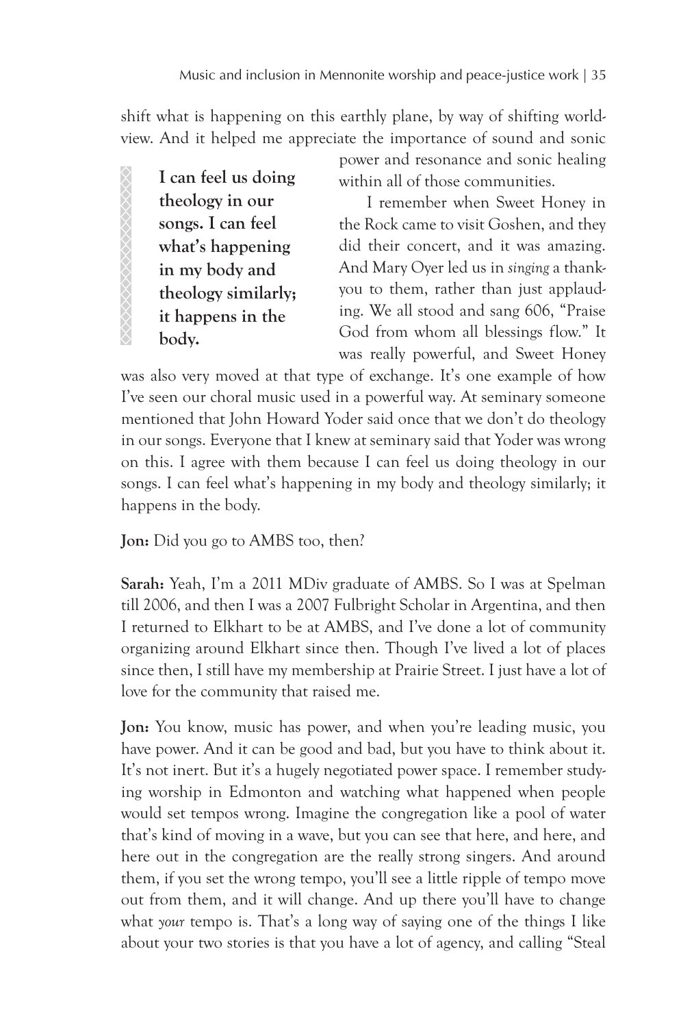shift what is happening on this earthly plane, by way of shifting worldview. And it helped me appreciate the importance of sound and sonic power and resonance and sonic healing within all of those communities.

> **I can feel us doing theology in our songs. I can feel what's happening in my body and theology similarly; it happens in the body.**

I remember when Sweet Honey in the Rock came to visit Goshen, and they did their concert, and it was amazing. And Mary Oyer led us in *singing* a thank-you to them, rather than just applauding. We all stood and sang 606, "Praise God from whom all blessings flow." It was really powerful, and Sweet Honey was also very moved at that type of exchange. It's one example of how I've seen our choral music used in a powerful way. At seminary someone mentioned that John Howard Yoder said once that we don't do theology in our songs. Everyone that I knew at seminary said that Yoder was wrong on this. I agree with them because I can feel us doing theology in our songs. I can feel what's happening in my body and theology similarly; it happens in the body.

**Jon:** Did you go to AMBS too, then?

**Sarah:** Yeah, I'm a 2011 MDiv graduate of AMBS. So I was at Spelman till 2006, and then I was a 2007 Fulbright Scholar in Argentina, and then I returned to Elkhart to be at AMBS, and I've done a lot of community organizing around Elkhart since then. Though I've lived a lot of places since then, I still have my membership at Prairie Street. I just have a lot of love for the community that raised me.

**Jon:** You know, music has power, and when you're leading music, you have power. And it can be good and bad, but you have to think about it. It's not inert. But it's a hugely negotiated power space. I remember studying worship in Edmonton and watching what happened when people would set tempos wrong. Imagine the congregation like a pool of water that's kind of moving in a wave, but you can see that here, and here, and here out in the congregation are the really strong singers. And around them, if you set the wrong tempo, you'll see a little ripple of tempo move out from them, and it will change. And up there you'll have to change what *your* tempo is. That's a long way of saying one of the things I like about your two stories is that you have a lot of agency, and calling "Steal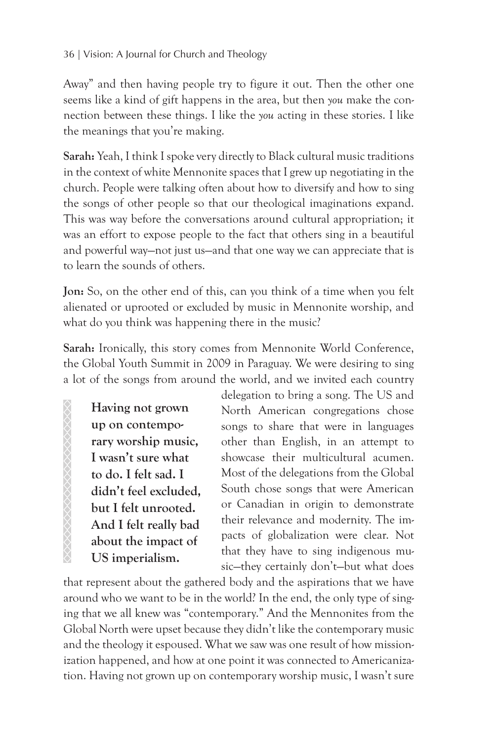Away" and then having people try to figure it out. Then the other one seems like a kind of gift happens in the area, but then *you* make the connection between these things. I like the *you* acting in these stories. I like the meanings that you're making.

**Sarah:** Yeah, I think I spoke very directly to Black cultural music traditions in the context of white Mennonite spaces that I grew up negotiating in the church. People were talking often about how to diversify and how to sing the songs of other people so that our theological imaginations expand. This was way before the conversations around cultural appropriation; it was an effort to expose people to the fact that others sing in a beautiful and powerful way—not just us—and that one way we can appreciate that is to learn the sounds of others.

**Jon:** So, on the other end of this, can you think of a time when you felt alienated or uprooted or excluded by music in Mennonite worship, and what do you think was happening there in the music?

**Sarah:** Ironically, this story comes from Mennonite World Conference, the Global Youth Summit in 2009 in Paraguay. We were desiring to sing a lot of the songs from around the world, and we invited each country delegation to bring a song. The US and North American congregations chose songs to share that were in languages other than English, in an attempt to showcase their multicultural acumen. Most of the delegations from the Global South chose songs that were American or Canadian in origin to demonstrate their relevance and modernity. The impacts of globalization were clear. Not that they have to sing indigenous music—they certainly don't—but what does that represent about the gathered body and the aspirations that we have around who we want to be in the world? In the end, the only type of singing that we all knew was "contemporary." And the Mennonites from the Global North were upset because they didn't like the contemporary music and the theology it espoused. What we saw was one result of how missionization happened, and how at one point it was connected to Americanization. Having not grown up on contemporary worship music, I wasn't sure

> **Having not grown up on contemporary worship music, I wasn't sure what to do. I felt sad. I didn't feel excluded, but I felt unrooted. And I felt really bad about the impact of US imperialism.**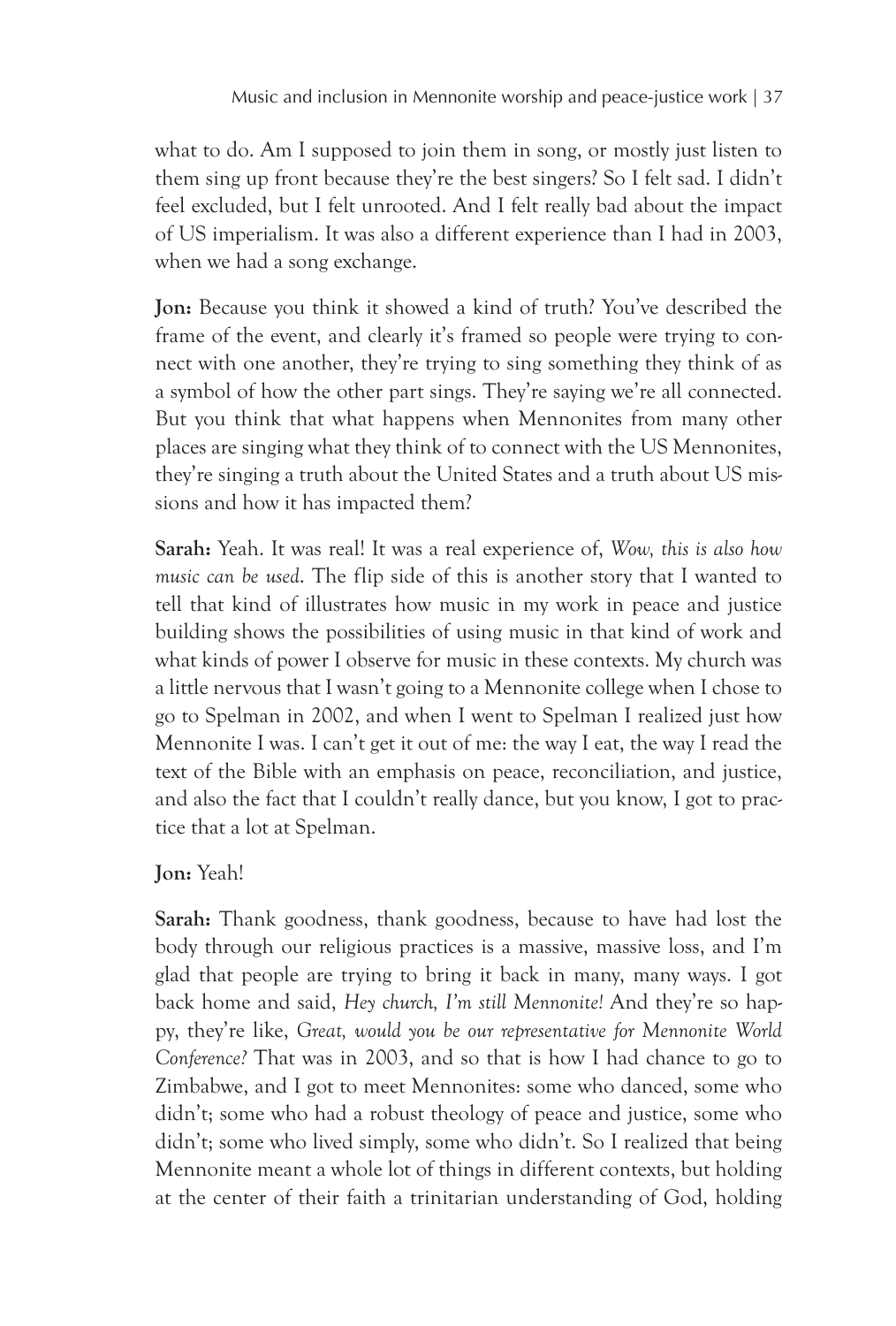what to do. Am I supposed to join them in song, or mostly just listen to them sing up front because they're the best singers? So I felt sad. I didn't feel excluded, but I felt unrooted. And I felt really bad about the impact of US imperialism. It was also a different experience than I had in 2003, when we had a song exchange.

**Jon:** Because you think it showed a kind of truth? You've described the frame of the event, and clearly it's framed so people were trying to connect with one another, they're trying to sing something they think of as a symbol of how the other part sings. They're saying we're all connected. But you think that what happens when Mennonites from many other places are singing what they think of to connect with the US Mennonites, they're singing a truth about the United States and a truth about US missions and how it has impacted them?

**Sarah:** Yeah. It was real! It was a real experience of, *Wow, this is also how music can be used.* The flip side of this is another story that I wanted to tell that kind of illustrates how music in my work in peace and justice building shows the possibilities of using music in that kind of work and what kinds of power I observe for music in these contexts. My church was a little nervous that I wasn't going to a Mennonite college when I chose to go to Spelman in 2002, and when I went to Spelman I realized just how Mennonite I was. I can't get it out of me: the way I eat, the way I read the text of the Bible with an emphasis on peace, reconciliation, and justice, and also the fact that I couldn't really dance, but you know, I got to practice that a lot at Spelman.

**Jon:** Yeah!

**Sarah:** Thank goodness, thank goodness, because to have had lost the body through our religious practices is a massive, massive loss, and I'm glad that people are trying to bring it back in many, many ways. I got back home and said, *Hey church, I'm still Mennonite!* And they're so happy, they're like, *Great, would you be our representative for Mennonite World Conference?* That was in 2003, and so that is how I had chance to go to Zimbabwe, and I got to meet Mennonites: some who danced, some who didn't; some who had a robust theology of peace and justice, some who didn't; some who lived simply, some who didn't. So I realized that being Mennonite meant a whole lot of things in different contexts, but holding at the center of their faith a trinitarian understanding of God, holding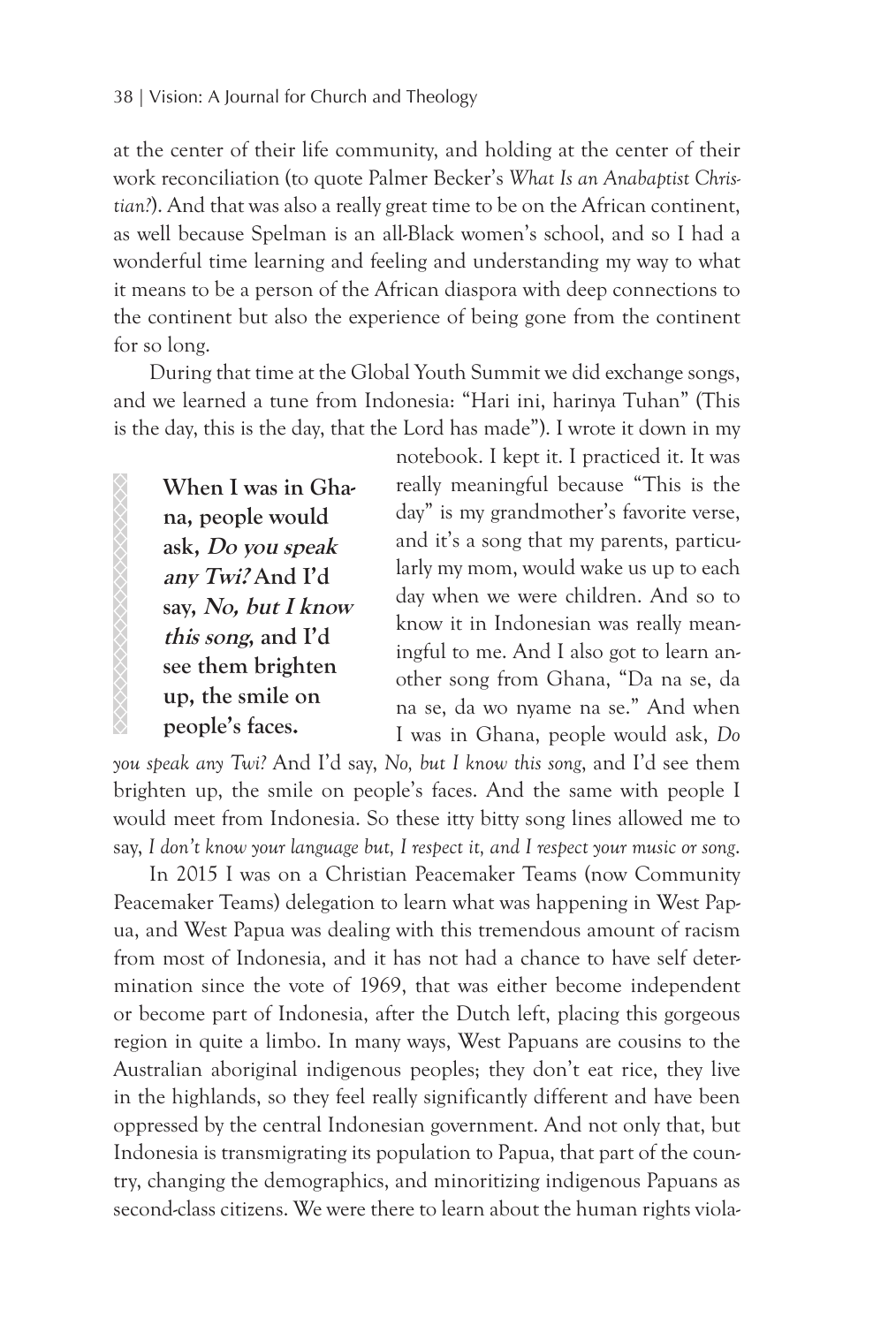at the center of their life community, and holding at the center of their work reconciliation (to quote Palmer Becker's *What Is an Anabaptist Christian?*). And that was also a really great time to be on the African continent, as well because Spelman is an all-Black women's school, and so I had a wonderful time learning and feeling and understanding my way to what it means to be a person of the African diaspora with deep connections to the continent but also the experience of being gone from the continent for so long.

During that time at the Global Youth Summit we did exchange songs, and we learned a tune from Indonesia: "Hari ini, harinya Tuhan" (This is the day, this is the day, that the Lord has made"). I wrote it down in my notebook. I kept it. I practiced it. It was really meaningful because "This is the day" is my grandmother's favorite verse, and it's a song that my parents, particularly my mom, would wake us up to each day when we were children. And so to know it in Indonesian was really meaningful to me. And I also got to learn another song from Ghana, "Da na se, da na se, da wo nyame na se." And when I was in Ghana, people would ask, *Do you speak any Twi?* And I'd say, *No, but I know this song*, and I'd see them brighten up, the smile on people's faces. And the same with people I would meet from Indonesia. So these itty bitty song lines allowed me to say, *I don't know your language but, I respect it, and I respect your music or song.*

> **When I was in Ghana, people would ask, *Do you speak any Twi?* And I'd say, *No, but I know this song*, and I'd see them brighten up, the smile on people's faces.**

In 2015 I was on a Christian Peacemaker Teams (now Community Peacemaker Teams) delegation to learn what was happening in West Papua, and West Papua was dealing with this tremendous amount of racism from most of Indonesia, and it has not had a chance to have self determination since the vote of 1969, that was either become independent or become part of Indonesia, after the Dutch left, placing this gorgeous region in quite a limbo. In many ways, West Papuans are cousins to the Australian aboriginal indigenous peoples; they don't eat rice, they live in the highlands, so they feel really significantly different and have been oppressed by the central Indonesian government. And not only that, but Indonesia is transmigrating its population to Papua, that part of the country, changing the demographics, and minoritizing indigenous Papuans as second-class citizens. We were there to learn about the human rights viola-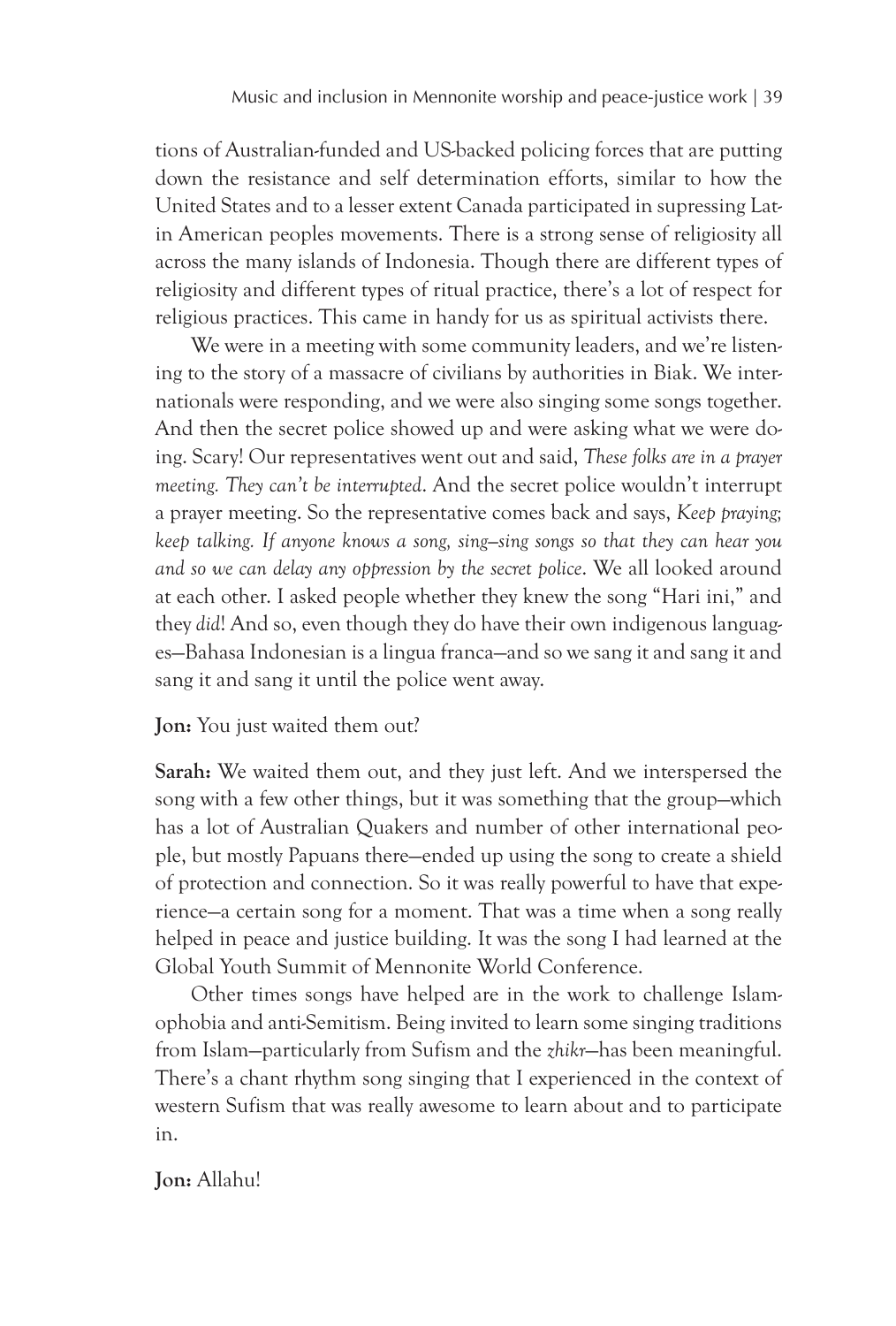tions of Australian-funded and US-backed policing forces that are putting down the resistance and self determination efforts, similar to how the United States and to a lesser extent Canada participated in supressing Latin American peoples movements. There is a strong sense of religiosity all across the many islands of Indonesia. Though there are different types of religiosity and different types of ritual practice, there's a lot of respect for religious practices. This came in handy for us as spiritual activists there.

We were in a meeting with some community leaders, and we're listening to the story of a massacre of civilians by authorities in Biak. We internationals were responding, and we were also singing some songs together. And then the secret police showed up and were asking what we were doing. Scary! Our representatives went out and said, *These folks are in a prayer meeting. They can't be interrupted*. And the secret police wouldn't interrupt a prayer meeting. So the representative comes back and says, *Keep praying; keep talking. If anyone knows a song, sing—sing songs so that they can hear you and so we can delay any oppression by the secret police*. We all looked around at each other. I asked people whether they knew the song "Hari ini," and they *did*! And so, even though they do have their own indigenous languages—Bahasa Indonesian is a lingua franca—and so we sang it and sang it and sang it and sang it until the police went away.

**Jon:** You just waited them out?

**Sarah:** We waited them out, and they just left. And we interspersed the song with a few other things, but it was something that the group—which has a lot of Australian Quakers and number of other international people, but mostly Papuans there—ended up using the song to create a shield of protection and connection. So it was really powerful to have that experience—a certain song for a moment. That was a time when a song really helped in peace and justice building. It was the song I had learned at the Global Youth Summit of Mennonite World Conference.

Other times songs have helped are in the work to challenge Islamophobia and anti-Semitism. Being invited to learn some singing traditions from Islam—particularly from Sufism and the *zhikr*—has been meaningful. There's a chant rhythm song singing that I experienced in the context of western Sufism that was really awesome to learn about and to participate in.

**Jon:** Allahu!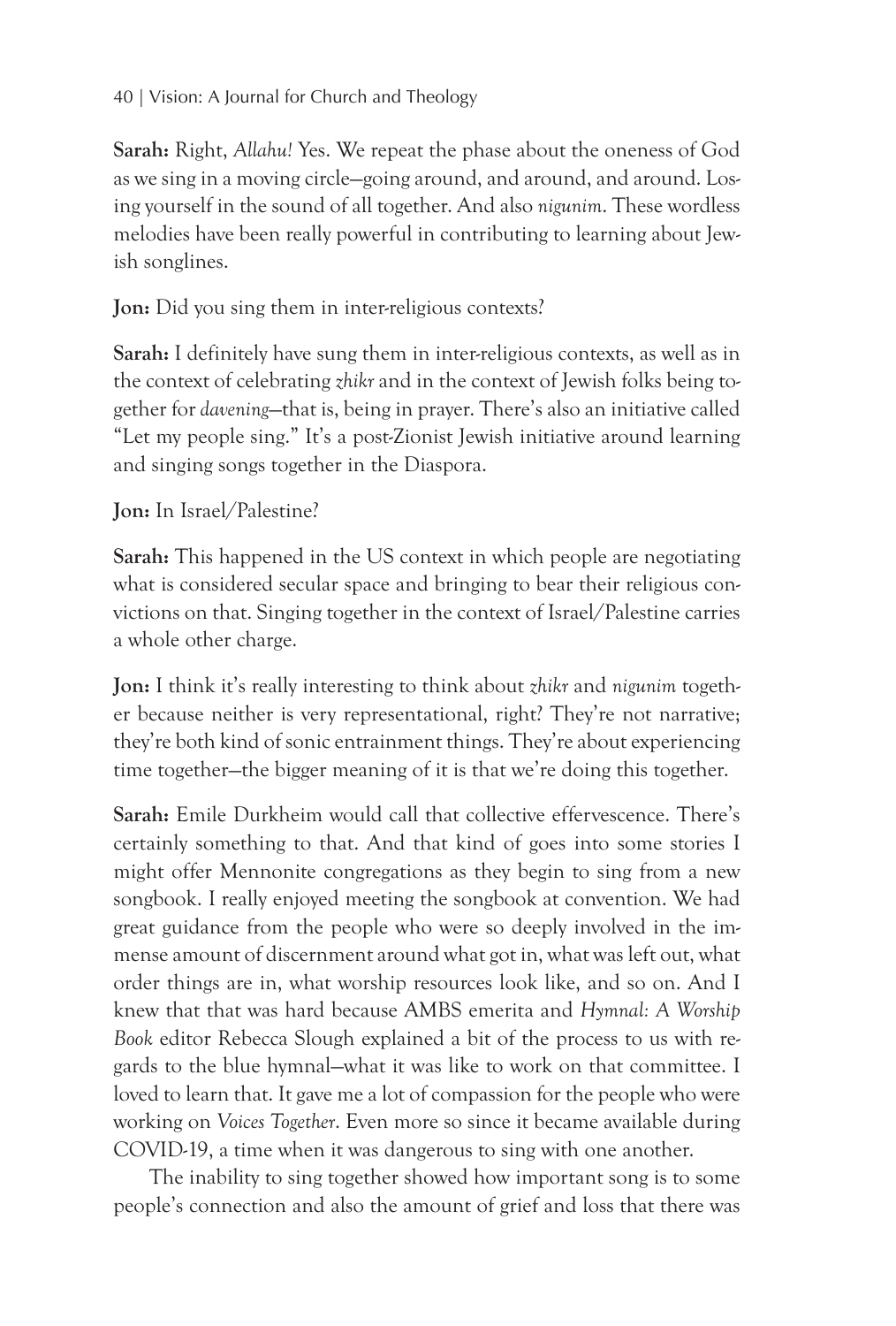**Sarah:** Right, *Allahu!* Yes. We repeat the phase about the oneness of God as we sing in a moving circle—going around, and around, and around. Losing yourself in the sound of all together. And also *nigunim*. These wordless melodies have been really powerful in contributing to learning about Jewish songlines.

**Jon:** Did you sing them in inter-religious contexts?

**Sarah:** I definitely have sung them in inter-religious contexts, as well as in the context of celebrating *zhikr* and in the context of Jewish folks being together for *davening*—that is, being in prayer. There's also an initiative called "Let my people sing." It's a post-Zionist Jewish initiative around learning and singing songs together in the Diaspora.

**Jon:** In Israel/Palestine?

**Sarah:** This happened in the US context in which people are negotiating what is considered secular space and bringing to bear their religious convictions on that. Singing together in the context of Israel/Palestine carries a whole other charge.

**Jon:** I think it's really interesting to think about *zhikr* and *nigunim* together because neither is very representational, right? They're not narrative; they're both kind of sonic entrainment things. They're about experiencing time together—the bigger meaning of it is that we're doing this together.

**Sarah:** Emile Durkheim would call that collective effervescence. There's certainly something to that. And that kind of goes into some stories I might offer Mennonite congregations as they begin to sing from a new songbook. I really enjoyed meeting the songbook at convention. We had great guidance from the people who were so deeply involved in the immense amount of discernment around what got in, what was left out, what order things are in, what worship resources look like, and so on. And I knew that that was hard because AMBS emerita and *Hymnal: A Worship Book* editor Rebecca Slough explained a bit of the process to us with regards to the blue hymnal—what it was like to work on that committee. I loved to learn that. It gave me a lot of compassion for the people who were working on *Voices Together*. Even more so since it became available during COVID-19, a time when it was dangerous to sing with one another.

The inability to sing together showed how important song is to some people's connection and also the amount of grief and loss that there was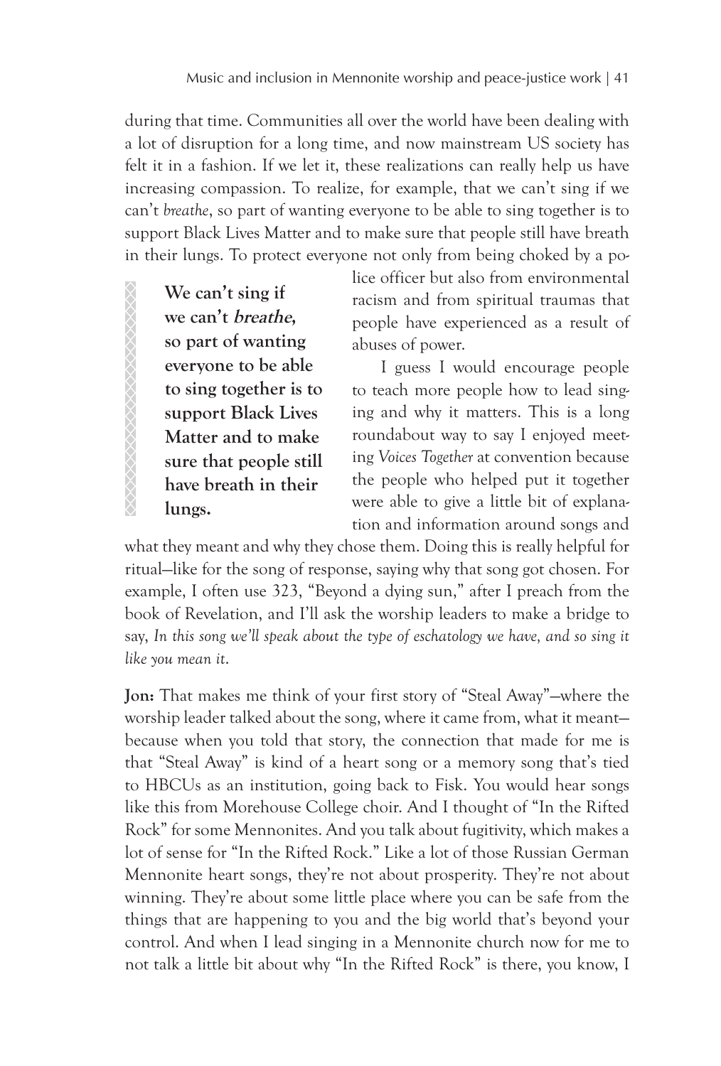during that time. Communities all over the world have been dealing with a lot of disruption for a long time, and now mainstream US society has felt it in a fashion. If we let it, these realizations can really help us have increasing compassion. To realize, for example, that we can't sing if we can't *breathe*, so part of wanting everyone to be able to sing together is to support Black Lives Matter and to make sure that people still have breath in their lungs. To protect everyone not only from being choked by a police officer but also from environmental racism and from spiritual traumas that people have experienced as a result of abuses of power.

> **We can't sing if we can't *breathe*, so part of wanting everyone to be able to sing together is to support Black Lives Matter and to make sure that people still have breath in their lungs.**

I guess I would encourage people to teach more people how to lead singing and why it matters. This is a long roundabout way to say I enjoyed meeting *Voices Together* at convention because the people who helped put it together were able to give a little bit of explanation and information around songs and what they meant and why they chose them. Doing this is really helpful for ritual—like for the song of response, saying why that song got chosen. For example, I often use 323, "Beyond a dying sun," after I preach from the book of Revelation, and I'll ask the worship leaders to make a bridge to say, *In this song we'll speak about the type of eschatology we have, and so sing it like you mean it.*

**Jon:** That makes me think of your first story of "Steal Away"—where the worship leader talked about the song, where it came from, what it meant—because when you told that story, the connection that made for me is that "Steal Away" is kind of a heart song or a memory song that's tied to HBCUs as an institution, going back to Fisk. You would hear songs like this from Morehouse College choir. And I thought of "In the Rifted Rock" for some Mennonites. And you talk about fugitivity, which makes a lot of sense for "In the Rifted Rock." Like a lot of those Russian German Mennonite heart songs, they're not about prosperity. They're not about winning. They're about some little place where you can be safe from the things that are happening to you and the big world that's beyond your control. And when I lead singing in a Mennonite church now for me to not talk a little bit about why "In the Rifted Rock" is there, you know, I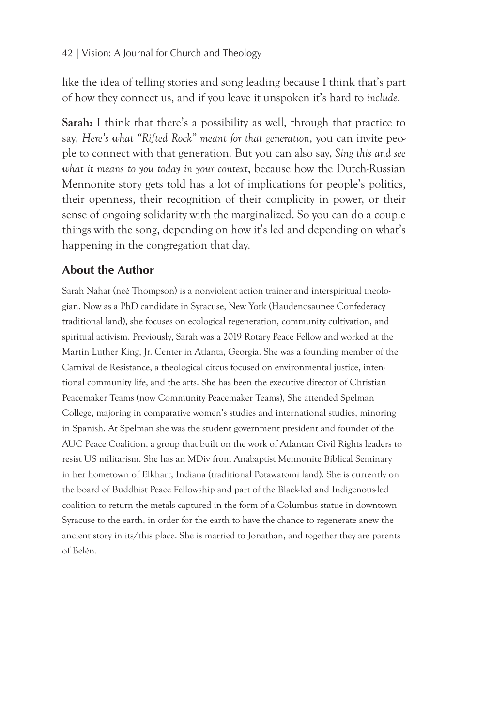like the idea of telling stories and song leading because I think that's part of how they connect us, and if you leave it unspoken it's hard to *include*.

**Sarah:** I think that there's a possibility as well, through that practice to say, *Here's what "Rifted Rock" meant for that generation*, you can invite people to connect with that generation. But you can also say, *Sing this and see what it means to you today in your context*, because how the Dutch-Russian Mennonite story gets told has a lot of implications for people's politics, their openness, their recognition of their complicity in power, or their sense of ongoing solidarity with the marginalized. So you can do a couple things with the song, depending on how it's led and depending on what's happening in the congregation that day.

## About the Author

Sarah Nahar (neé Thompson) is a nonviolent action trainer and interspiritual theologian. Now as a PhD candidate in Syracuse, New York (Haudenosaunee Confederacy traditional land), she focuses on ecological regeneration, community cultivation, and spiritual activism. Previously, Sarah was a 2019 Rotary Peace Fellow and worked at the Martin Luther King, Jr. Center in Atlanta, Georgia. She was a founding member of the Carnival de Resistance, a theological circus focused on environmental justice, intentional community life, and the arts. She has been the executive director of Christian Peacemaker Teams (now Community Peacemaker Teams), She attended Spelman College, majoring in comparative women's studies and international studies, minoring in Spanish. At Spelman she was the student government president and founder of the AUC Peace Coalition, a group that built on the work of Atlantan Civil Rights leaders to resist US militarism. She has an MDiv from Anabaptist Mennonite Biblical Seminary in her hometown of Elkhart, Indiana (traditional Potawatomi land). She is currently on the board of Buddhist Peace Fellowship and part of the Black-led and Indigenous-led coalition to return the metals captured in the form of a Columbus statue in downtown Syracuse to the earth, in order for the earth to have the chance to regenerate anew the ancient story in its/this place. She is married to Jonathan, and together they are parents of Belén.